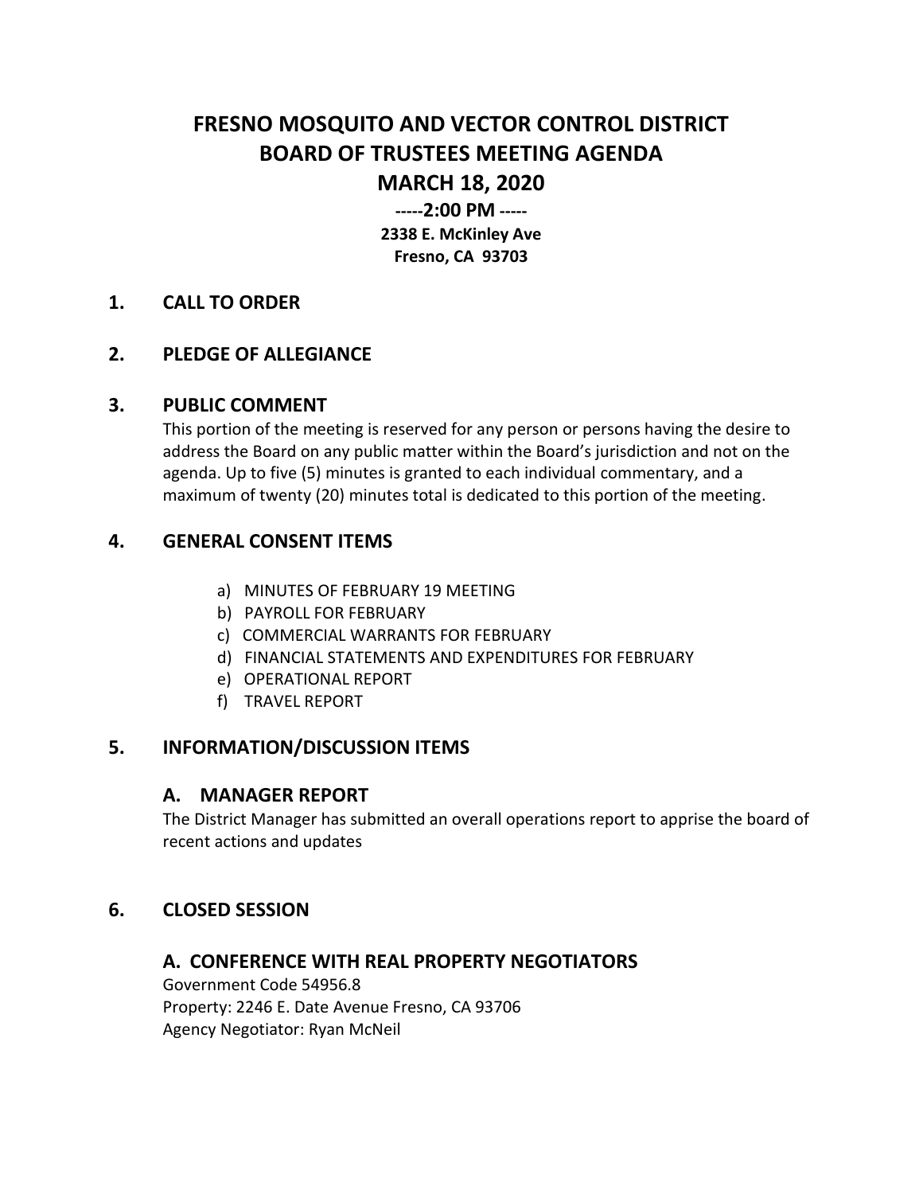# FRESNO MOSQUITO AND VECTOR CONTROL DISTRICT
# BOARD OF TRUSTEES MEETING AGENDA
# MARCH 18, 2020

**-----2:00 PM -----**

**2338 E. McKinley Ave**
**Fresno, CA 93703**

## 1. CALL TO ORDER

## 2. PLEDGE OF ALLEGIANCE

## 3. PUBLIC COMMENT

This portion of the meeting is reserved for any person or persons having the desire to address the Board on any public matter within the Board's jurisdiction and not on the agenda. Up to five (5) minutes is granted to each individual commentary, and a maximum of twenty (20) minutes total is dedicated to this portion of the meeting.

## 4. GENERAL CONSENT ITEMS

a) MINUTES OF FEBRUARY 19 MEETING
b) PAYROLL FOR FEBRUARY
c) COMMERCIAL WARRANTS FOR FEBRUARY
d) FINANCIAL STATEMENTS AND EXPENDITURES FOR FEBRUARY
e) OPERATIONAL REPORT
f) TRAVEL REPORT

## 5. INFORMATION/DISCUSSION ITEMS

### A. MANAGER REPORT

The District Manager has submitted an overall operations report to apprise the board of recent actions and updates

## 6. CLOSED SESSION

### A. CONFERENCE WITH REAL PROPERTY NEGOTIATORS

Government Code 54956.8
Property: 2246 E. Date Avenue Fresno, CA 93706
Agency Negotiator: Ryan McNeil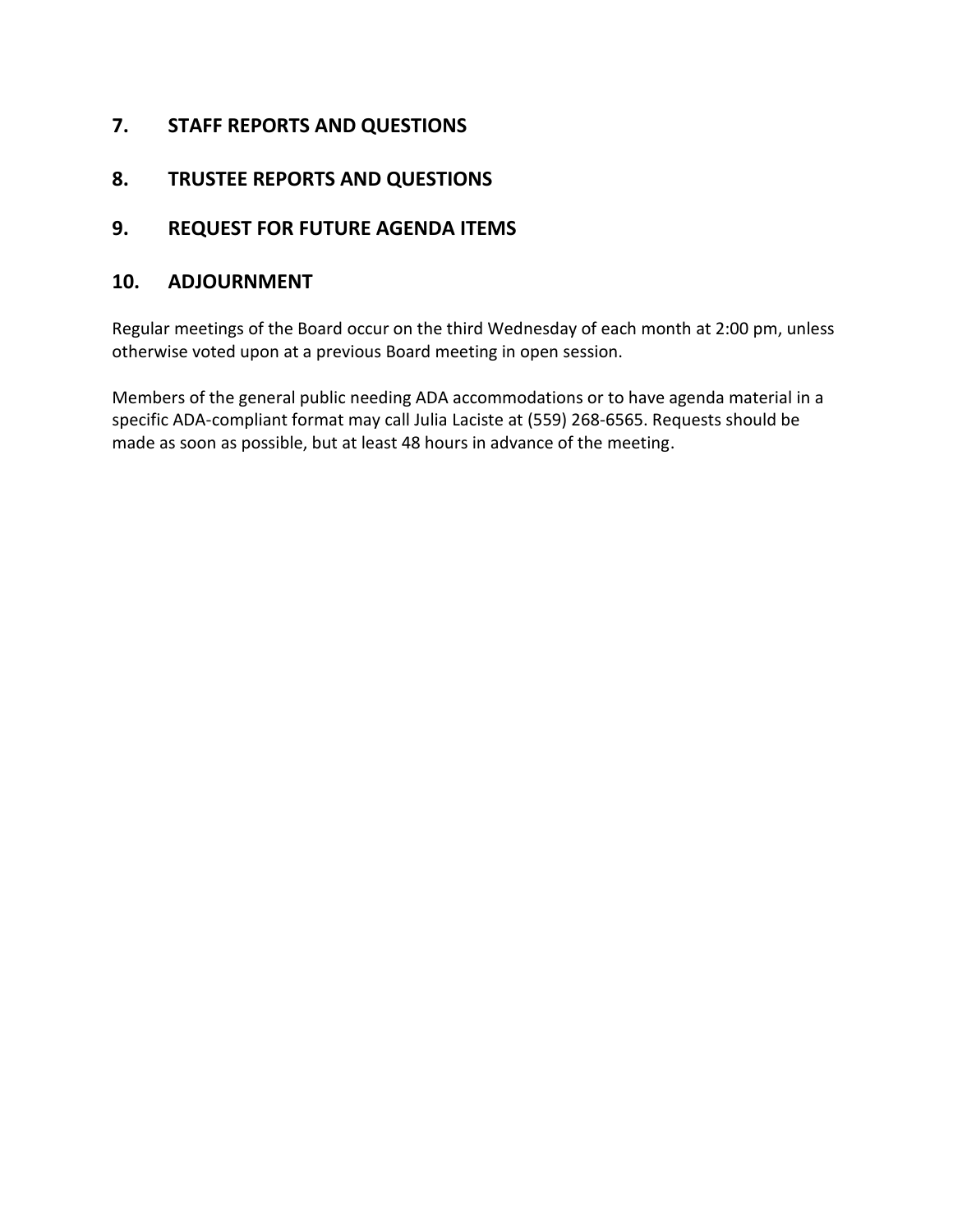## 7. STAFF REPORTS AND QUESTIONS

## 8. TRUSTEE REPORTS AND QUESTIONS

## 9. REQUEST FOR FUTURE AGENDA ITEMS

## 10. ADJOURNMENT

Regular meetings of the Board occur on the third Wednesday of each month at 2:00 pm, unless otherwise voted upon at a previous Board meeting in open session.

Members of the general public needing ADA accommodations or to have agenda material in a specific ADA-compliant format may call Julia Laciste at (559) 268-6565. Requests should be made as soon as possible, but at least 48 hours in advance of the meeting.